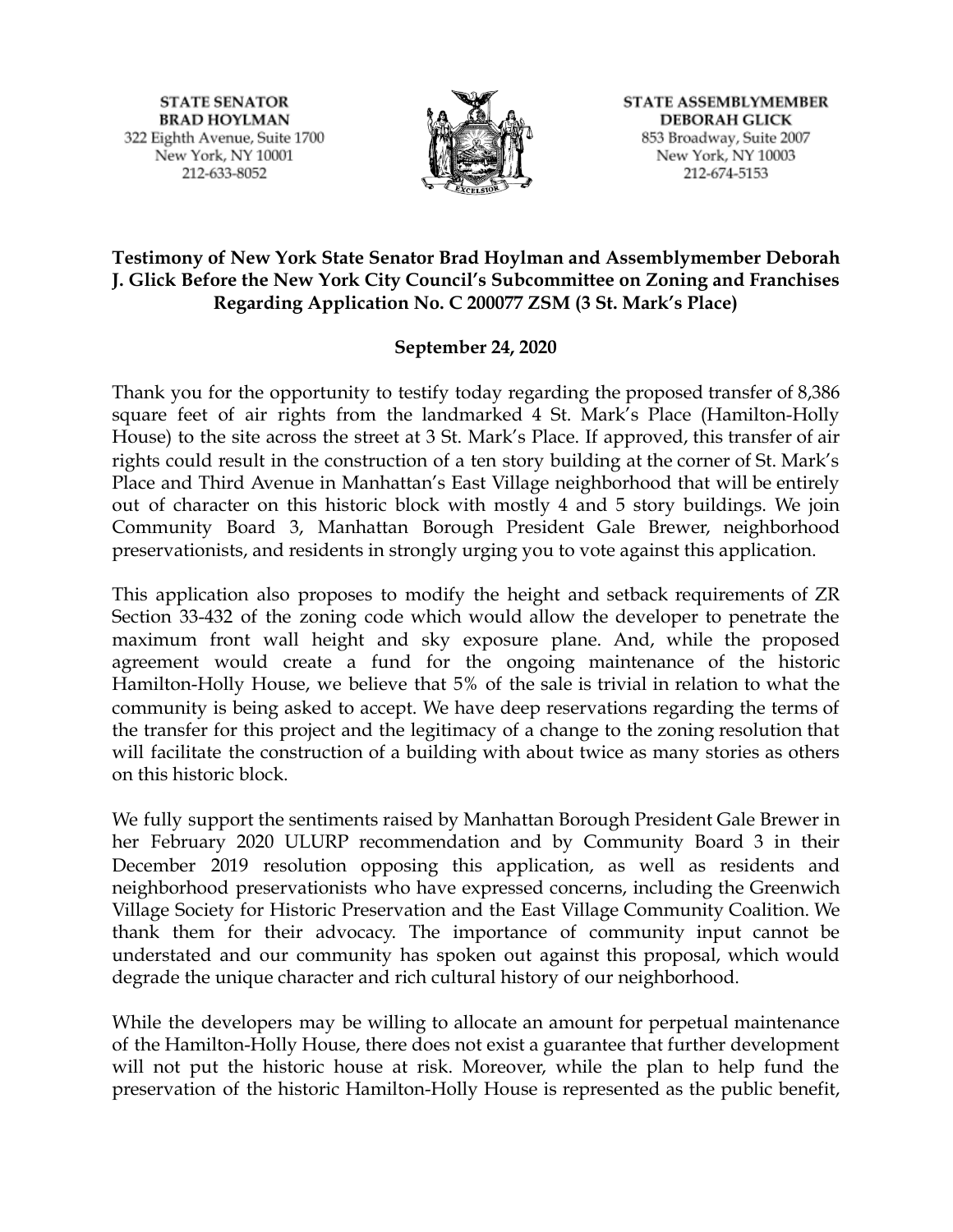**STATE SENATOR**
**BRAD HOYLMAN**
322 Eighth Avenue, Suite 1700
New York, NY 10001
212-633-8052

**STATE ASSEMBLYMEMBER**
**DEBORAH GLICK**
853 Broadway, Suite 2007
New York, NY 10003
212-674-5153

**Testimony of New York State Senator Brad Hoylman and Assemblymember Deborah J. Glick Before the New York City Council's Subcommittee on Zoning and Franchises Regarding Application No. C 200077 ZSM (3 St. Mark's Place)**

**September 24, 2020**

Thank you for the opportunity to testify today regarding the proposed transfer of 8,386 square feet of air rights from the landmarked 4 St. Mark's Place (Hamilton-Holly House) to the site across the street at 3 St. Mark's Place. If approved, this transfer of air rights could result in the construction of a ten story building at the corner of St. Mark's Place and Third Avenue in Manhattan's East Village neighborhood that will be entirely out of character on this historic block with mostly 4 and 5 story buildings. We join Community Board 3, Manhattan Borough President Gale Brewer, neighborhood preservationists, and residents in strongly urging you to vote against this application.

This application also proposes to modify the height and setback requirements of ZR Section 33-432 of the zoning code which would allow the developer to penetrate the maximum front wall height and sky exposure plane. And, while the proposed agreement would create a fund for the ongoing maintenance of the historic Hamilton-Holly House, we believe that 5% of the sale is trivial in relation to what the community is being asked to accept. We have deep reservations regarding the terms of the transfer for this project and the legitimacy of a change to the zoning resolution that will facilitate the construction of a building with about twice as many stories as others on this historic block.

We fully support the sentiments raised by Manhattan Borough President Gale Brewer in her February 2020 ULURP recommendation and by Community Board 3 in their December 2019 resolution opposing this application, as well as residents and neighborhood preservationists who have expressed concerns, including the Greenwich Village Society for Historic Preservation and the East Village Community Coalition. We thank them for their advocacy. The importance of community input cannot be understated and our community has spoken out against this proposal, which would degrade the unique character and rich cultural history of our neighborhood.

While the developers may be willing to allocate an amount for perpetual maintenance of the Hamilton-Holly House, there does not exist a guarantee that further development will not put the historic house at risk. Moreover, while the plan to help fund the preservation of the historic Hamilton-Holly House is represented as the public benefit,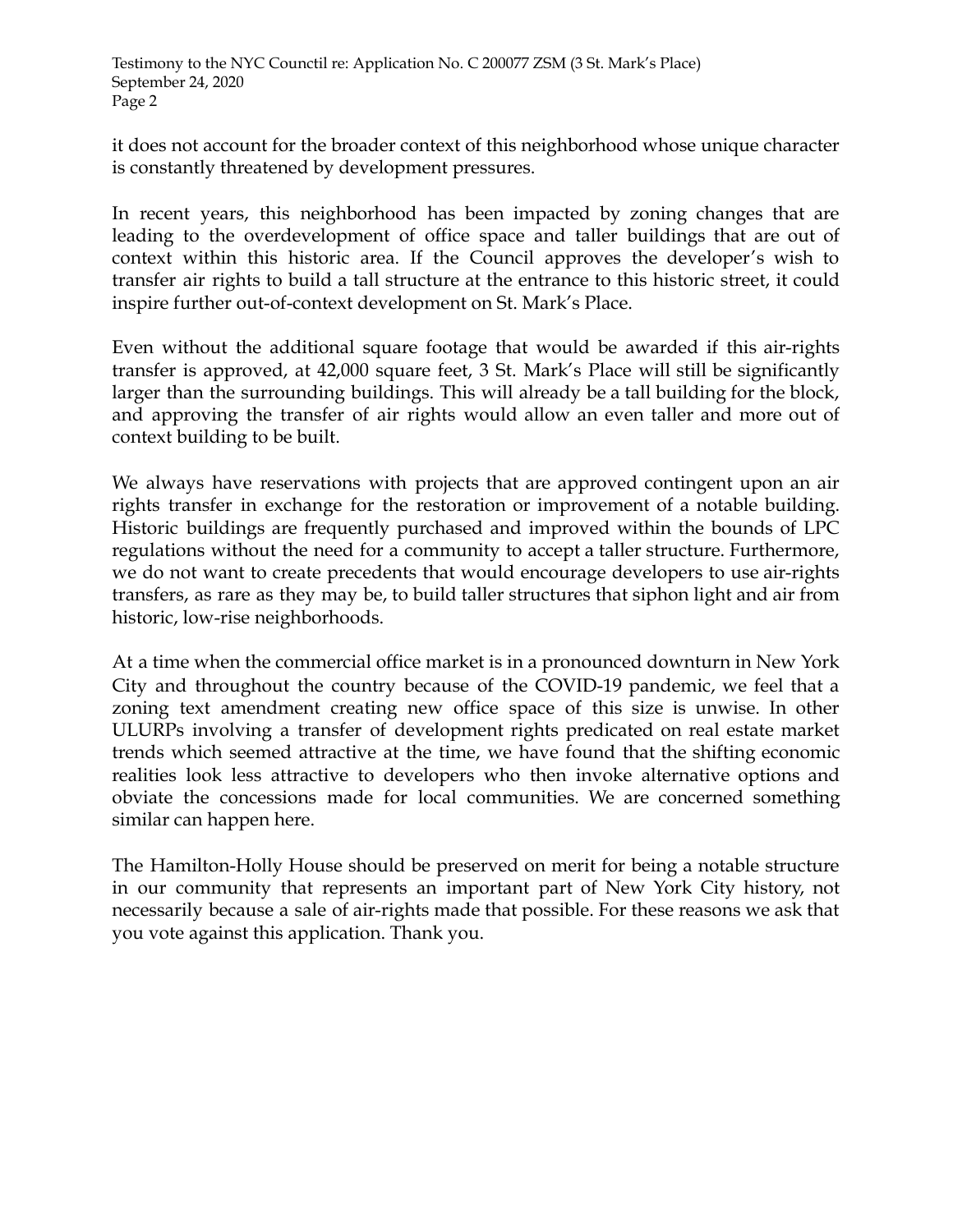it does not account for the broader context of this neighborhood whose unique character is constantly threatened by development pressures.

In recent years, this neighborhood has been impacted by zoning changes that are leading to the overdevelopment of office space and taller buildings that are out of context within this historic area. If the Council approves the developer's wish to transfer air rights to build a tall structure at the entrance to this historic street, it could inspire further out-of-context development on St. Mark's Place.

Even without the additional square footage that would be awarded if this air-rights transfer is approved, at 42,000 square feet, 3 St. Mark's Place will still be significantly larger than the surrounding buildings. This will already be a tall building for the block, and approving the transfer of air rights would allow an even taller and more out of context building to be built.

We always have reservations with projects that are approved contingent upon an air rights transfer in exchange for the restoration or improvement of a notable building. Historic buildings are frequently purchased and improved within the bounds of LPC regulations without the need for a community to accept a taller structure. Furthermore, we do not want to create precedents that would encourage developers to use air-rights transfers, as rare as they may be, to build taller structures that siphon light and air from historic, low-rise neighborhoods.

At a time when the commercial office market is in a pronounced downturn in New York City and throughout the country because of the COVID-19 pandemic, we feel that a zoning text amendment creating new office space of this size is unwise. In other ULURPs involving a transfer of development rights predicated on real estate market trends which seemed attractive at the time, we have found that the shifting economic realities look less attractive to developers who then invoke alternative options and obviate the concessions made for local communities. We are concerned something similar can happen here.

The Hamilton-Holly House should be preserved on merit for being a notable structure in our community that represents an important part of New York City history, not necessarily because a sale of air-rights made that possible. For these reasons we ask that you vote against this application. Thank you.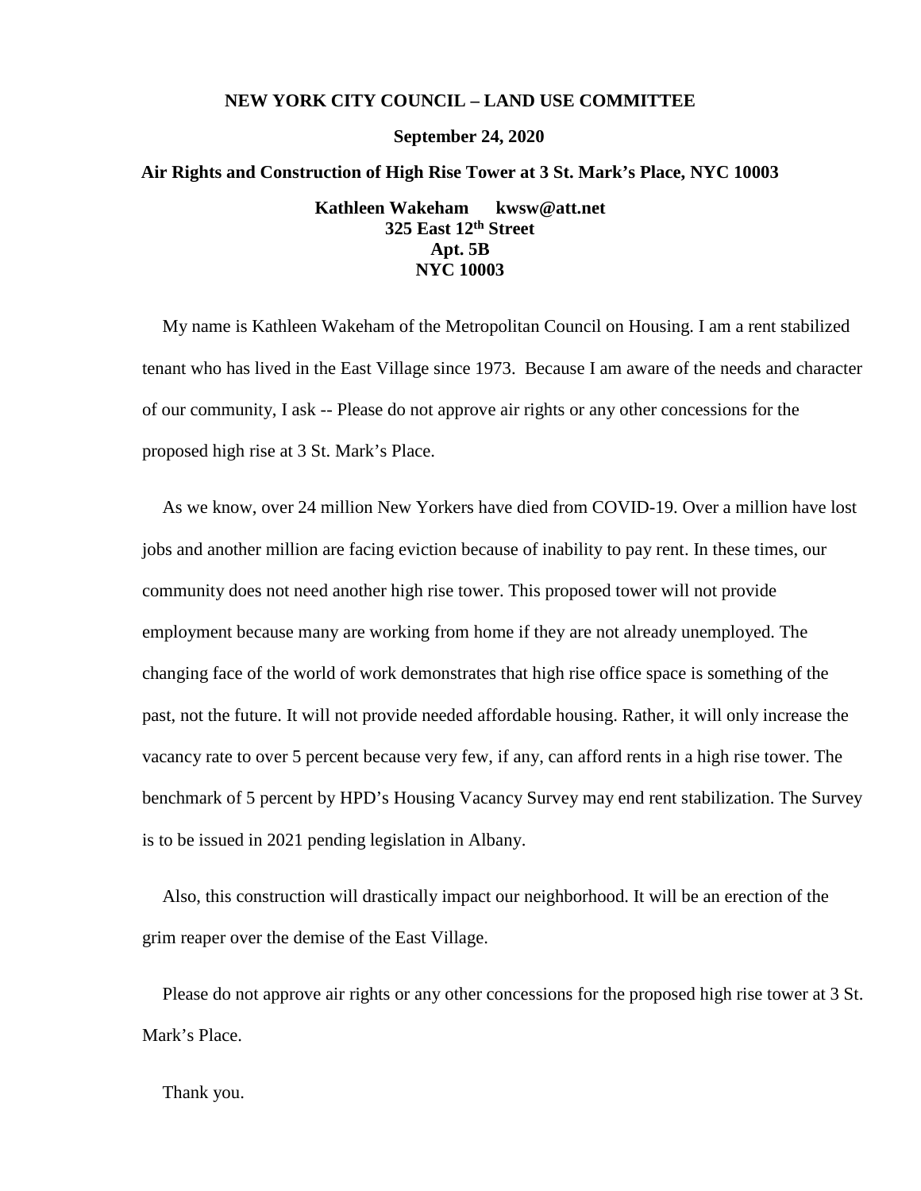**NEW YORK CITY COUNCIL – LAND USE COMMITTEE**

**September 24, 2020**

**Air Rights and Construction of High Rise Tower at 3 St. Mark's Place, NYC 10003**

**Kathleen Wakeham kwsw@att.net**
**325 East 12th Street**
**Apt. 5B**
**NYC 10003**

My name is Kathleen Wakeham of the Metropolitan Council on Housing. I am a rent stabilized tenant who has lived in the East Village since 1973. Because I am aware of the needs and character of our community, I ask -- Please do not approve air rights or any other concessions for the proposed high rise at 3 St. Mark's Place.

As we know, over 24 million New Yorkers have died from COVID-19. Over a million have lost jobs and another million are facing eviction because of inability to pay rent. In these times, our community does not need another high rise tower. This proposed tower will not provide employment because many are working from home if they are not already unemployed. The changing face of the world of work demonstrates that high rise office space is something of the past, not the future. It will not provide needed affordable housing. Rather, it will only increase the vacancy rate to over 5 percent because very few, if any, can afford rents in a high rise tower. The benchmark of 5 percent by HPD's Housing Vacancy Survey may end rent stabilization. The Survey is to be issued in 2021 pending legislation in Albany.

Also, this construction will drastically impact our neighborhood. It will be an erection of the grim reaper over the demise of the East Village.

Please do not approve air rights or any other concessions for the proposed high rise tower at 3 St. Mark's Place.

Thank you.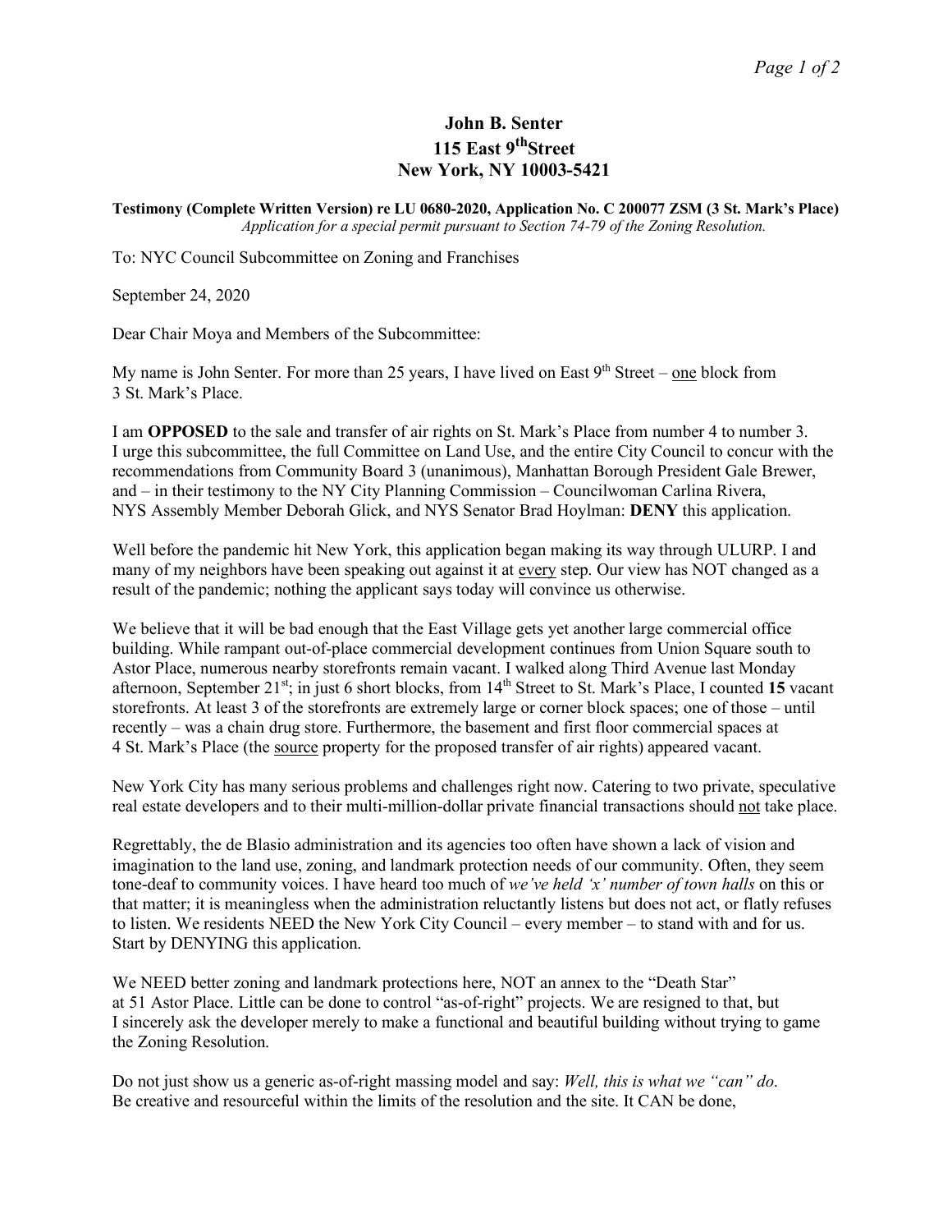**John B. Senter**
**115 East 9th Street**
**New York, NY 10003-5421**

**Testimony (Complete Written Version) re LU 0680-2020, Application No. C 200077 ZSM (3 St. Mark's Place)**
*Application for a special permit pursuant to Section 74-79 of the Zoning Resolution.*

To: NYC Council Subcommittee on Zoning and Franchises

September 24, 2020

Dear Chair Moya and Members of the Subcommittee:

My name is John Senter. For more than 25 years, I have lived on East 9th Street – one block from 3 St. Mark's Place.

I am **OPPOSED** to the sale and transfer of air rights on St. Mark's Place from number 4 to number 3. I urge this subcommittee, the full Committee on Land Use, and the entire City Council to concur with the recommendations from Community Board 3 (unanimous), Manhattan Borough President Gale Brewer, and – in their testimony to the NY City Planning Commission – Councilwoman Carlina Rivera, NYS Assembly Member Deborah Glick, and NYS Senator Brad Hoylman: **DENY** this application.

Well before the pandemic hit New York, this application began making its way through ULURP. I and many of my neighbors have been speaking out against it at every step. Our view has NOT changed as a result of the pandemic; nothing the applicant says today will convince us otherwise.

We believe that it will be bad enough that the East Village gets yet another large commercial office building. While rampant out-of-place commercial development continues from Union Square south to Astor Place, numerous nearby storefronts remain vacant. I walked along Third Avenue last Monday afternoon, September 21st; in just 6 short blocks, from 14th Street to St. Mark's Place, I counted **15** vacant storefronts. At least 3 of the storefronts are extremely large or corner block spaces; one of those – until recently – was a chain drug store. Furthermore, the basement and first floor commercial spaces at 4 St. Mark's Place (the source property for the proposed transfer of air rights) appeared vacant.

New York City has many serious problems and challenges right now. Catering to two private, speculative real estate developers and to their multi-million-dollar private financial transactions should not take place.

Regrettably, the de Blasio administration and its agencies too often have shown a lack of vision and imagination to the land use, zoning, and landmark protection needs of our community. Often, they seem tone-deaf to community voices. I have heard too much of *we've held 'x' number of town halls* on this or that matter; it is meaningless when the administration reluctantly listens but does not act, or flatly refuses to listen. We residents NEED the New York City Council – every member – to stand with and for us. Start by DENYING this application.

We NEED better zoning and landmark protections here, NOT an annex to the "Death Star" at 51 Astor Place. Little can be done to control "as-of-right" projects. We are resigned to that, but I sincerely ask the developer merely to make a functional and beautiful building without trying to game the Zoning Resolution.

Do not just show us a generic as-of-right massing model and say: *Well, this is what we "can" do*. Be creative and resourceful within the limits of the resolution and the site. It CAN be done,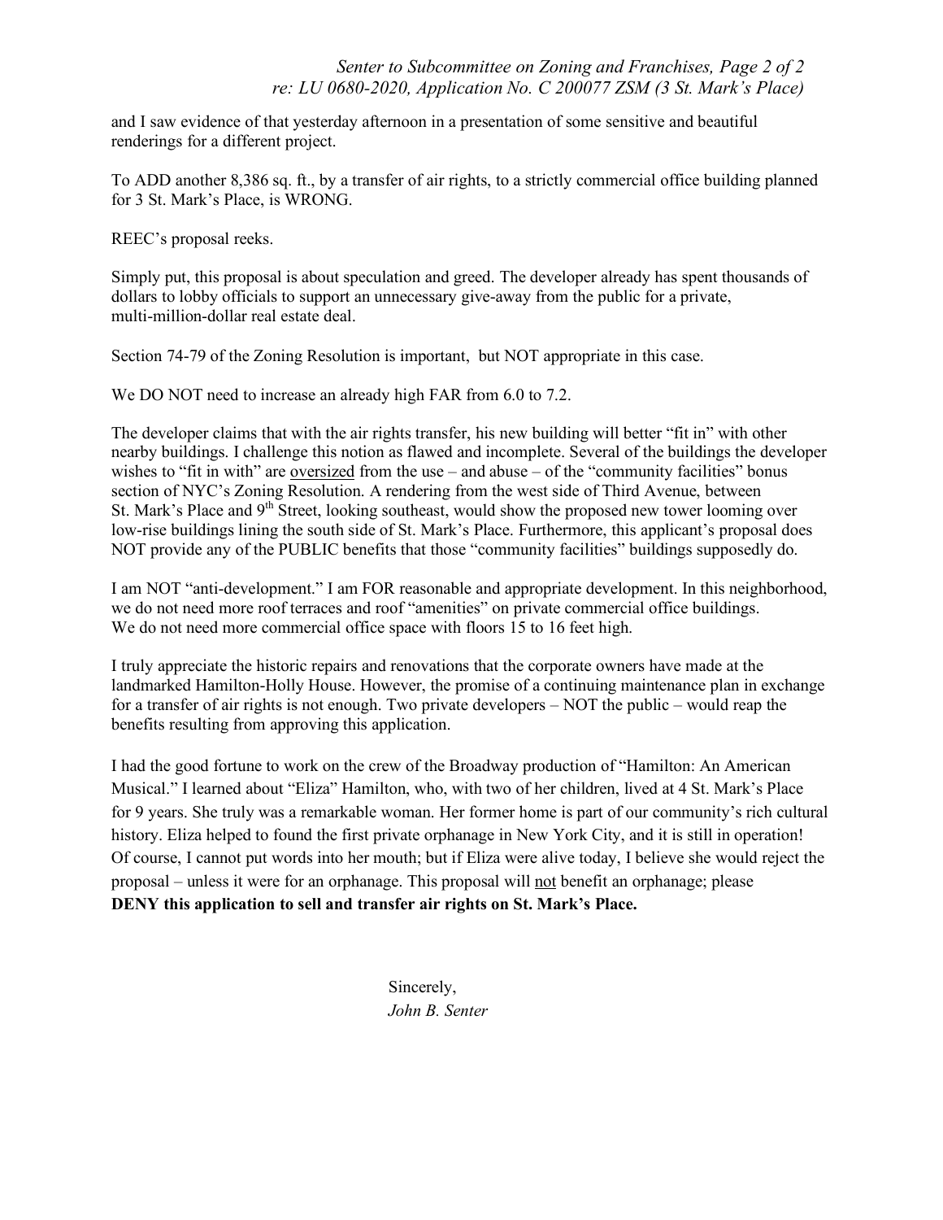and I saw evidence of that yesterday afternoon in a presentation of some sensitive and beautiful renderings for a different project.

To ADD another 8,386 sq. ft., by a transfer of air rights, to a strictly commercial office building planned for 3 St. Mark's Place, is WRONG.

REEC's proposal reeks.

Simply put, this proposal is about speculation and greed. The developer already has spent thousands of dollars to lobby officials to support an unnecessary give-away from the public for a private, multi-million-dollar real estate deal.

Section 74-79 of the Zoning Resolution is important, but NOT appropriate in this case.

We DO NOT need to increase an already high FAR from 6.0 to 7.2.

The developer claims that with the air rights transfer, his new building will better "fit in" with other nearby buildings. I challenge this notion as flawed and incomplete. Several of the buildings the developer wishes to "fit in with" are <u>oversized</u> from the use – and abuse – of the "community facilities" bonus section of NYC's Zoning Resolution. A rendering from the west side of Third Avenue, between St. Mark's Place and 9th Street, looking southeast, would show the proposed new tower looming over low-rise buildings lining the south side of St. Mark's Place. Furthermore, this applicant's proposal does NOT provide any of the PUBLIC benefits that those "community facilities" buildings supposedly do.

I am NOT "anti-development." I am FOR reasonable and appropriate development. In this neighborhood, we do not need more roof terraces and roof "amenities" on private commercial office buildings. We do not need more commercial office space with floors 15 to 16 feet high.

I truly appreciate the historic repairs and renovations that the corporate owners have made at the landmarked Hamilton-Holly House. However, the promise of a continuing maintenance plan in exchange for a transfer of air rights is not enough. Two private developers – NOT the public – would reap the benefits resulting from approving this application.

I had the good fortune to work on the crew of the Broadway production of "Hamilton: An American Musical." I learned about "Eliza" Hamilton, who, with two of her children, lived at 4 St. Mark's Place for 9 years. She truly was a remarkable woman. Her former home is part of our community's rich cultural history. Eliza helped to found the first private orphanage in New York City, and it is still in operation! Of course, I cannot put words into her mouth; but if Eliza were alive today, I believe she would reject the proposal – unless it were for an orphanage. This proposal will <u>not</u> benefit an orphanage; please **DENY this application to sell and transfer air rights on St. Mark's Place.**

Sincerely,
*John B. Senter*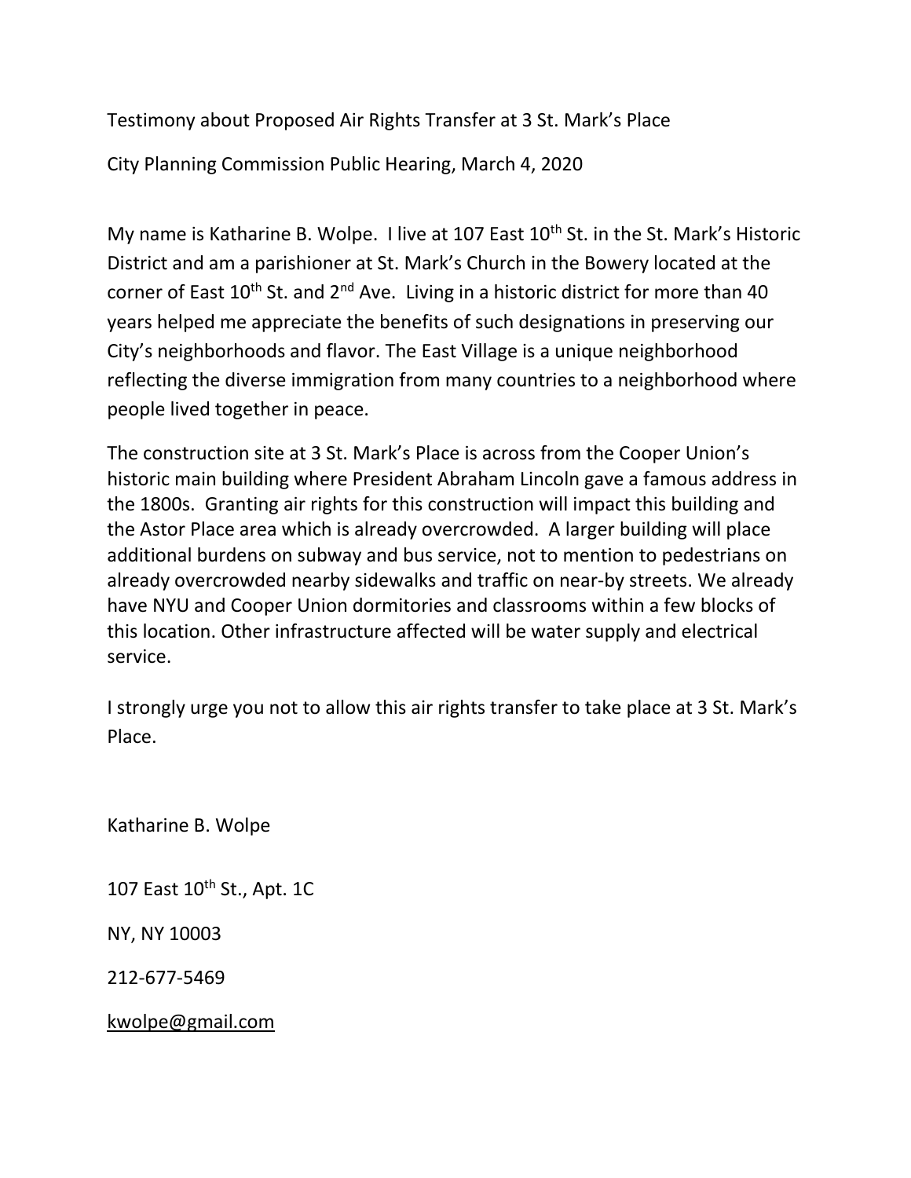Testimony about Proposed Air Rights Transfer at 3 St. Mark's Place

City Planning Commission Public Hearing, March 4, 2020

My name is Katharine B. Wolpe. I live at 107 East 10th St. in the St. Mark's Historic District and am a parishioner at St. Mark's Church in the Bowery located at the corner of East 10th St. and 2nd Ave. Living in a historic district for more than 40 years helped me appreciate the benefits of such designations in preserving our City's neighborhoods and flavor. The East Village is a unique neighborhood reflecting the diverse immigration from many countries to a neighborhood where people lived together in peace.

The construction site at 3 St. Mark's Place is across from the Cooper Union's historic main building where President Abraham Lincoln gave a famous address in the 1800s. Granting air rights for this construction will impact this building and the Astor Place area which is already overcrowded. A larger building will place additional burdens on subway and bus service, not to mention to pedestrians on already overcrowded nearby sidewalks and traffic on near-by streets. We already have NYU and Cooper Union dormitories and classrooms within a few blocks of this location. Other infrastructure affected will be water supply and electrical service.

I strongly urge you not to allow this air rights transfer to take place at 3 St. Mark's Place.

Katharine B. Wolpe

107 East 10th St., Apt. 1C

NY, NY 10003

212-677-5469

kwolpe@gmail.com